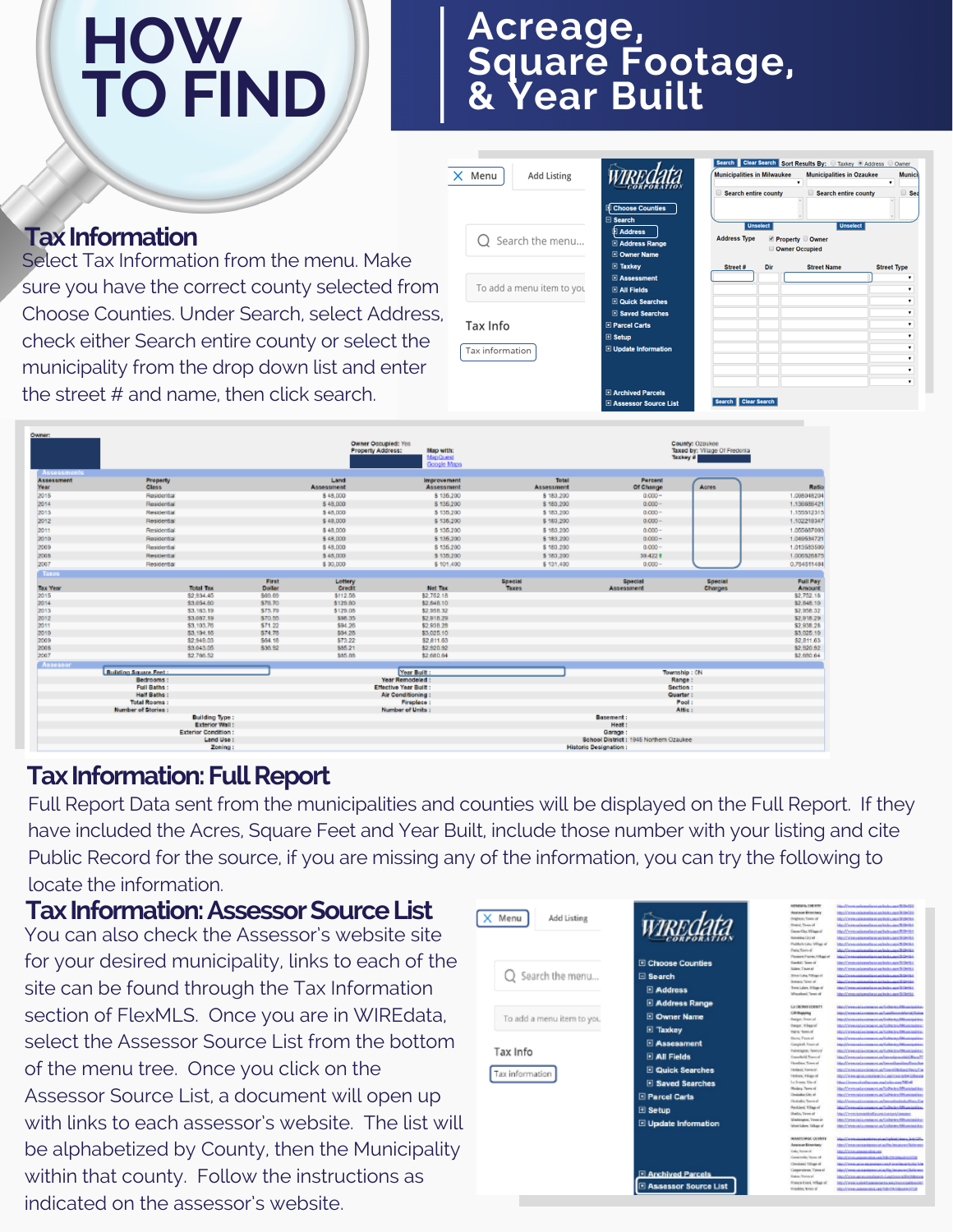# HOW TO FIND

# Acreage, Square Footage, & Year Built

## Tax Information

Select Tax Information from the menu. Make sure you have the correct county selected from Choose Counties. Under Search, select Address, check either Search entire county or select the municipality from the drop down list and enter the street # and name, then click search.

## Tax Information: Full Report

Full Report Data sent from the municipalities and counties will be displayed on the Full Report. If they have included the Acres, Square Feet and Year Built, include those number with your listing and cite Public Record for the source, if you are missing any of the information, you can try the following to locate the information.

## Tax Information: Assessor Source List

You can also check the Assessor's website site for your desired municipality, links to each of the site can be found through the Tax Information section of FlexMLS. Once you are in WIREdata, select the Assessor Source List from the bottom of the menu tree. Once you click on the Assessor Source List, a document will open up with links to each assessor's website. The list will be alphabetized by County, then the Municipality within that county. Follow the instructions as indicated on the assessor's website.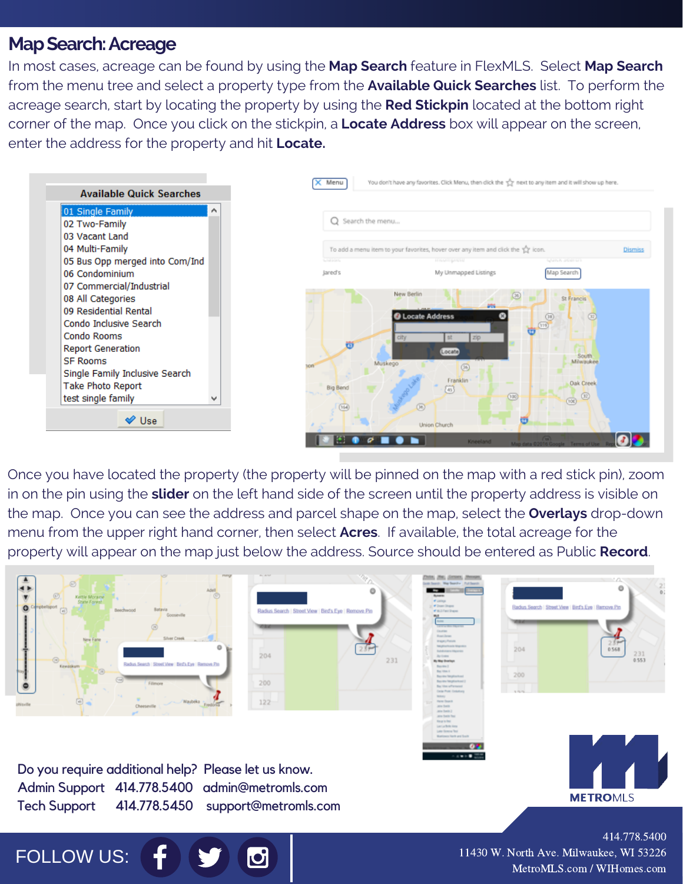# Map Search: Acreage

In most cases, acreage can be found by using the **Map Search** feature in FlexMLS. Select **Map Search** from the menu tree and select a property type from the **Available Quick Searches** list. To perform the acreage search, start by locating the property by using the **Red Stickpin** located at the bottom right corner of the map. Once you click on the stickpin, a **Locate Address** box will appear on the screen, enter the address for the property and hit **Locate.**

Once you have located the property (the property will be pinned on the map with a red stick pin), zoom in on the pin using the **slider** on the left hand side of the screen until the property address is visible on the map. Once you can see the address and parcel shape on the map, select the **Overlays** drop-down menu from the upper right hand corner, then select **Acres**. If available, the total acreage for the property will appear on the map just below the address. Source should be entered as Public **Record**.

Do you require additional help? Please let us know.

Admin Support 414.778.5400 admin@metromls.com

Tech Support 414.778.5450 support@metromls.com

METROMLS

FOLLOW US:

414.778.5400

11430 W. North Ave. Milwaukee, WI 53226

MetroMLS.com / WIHomes.com